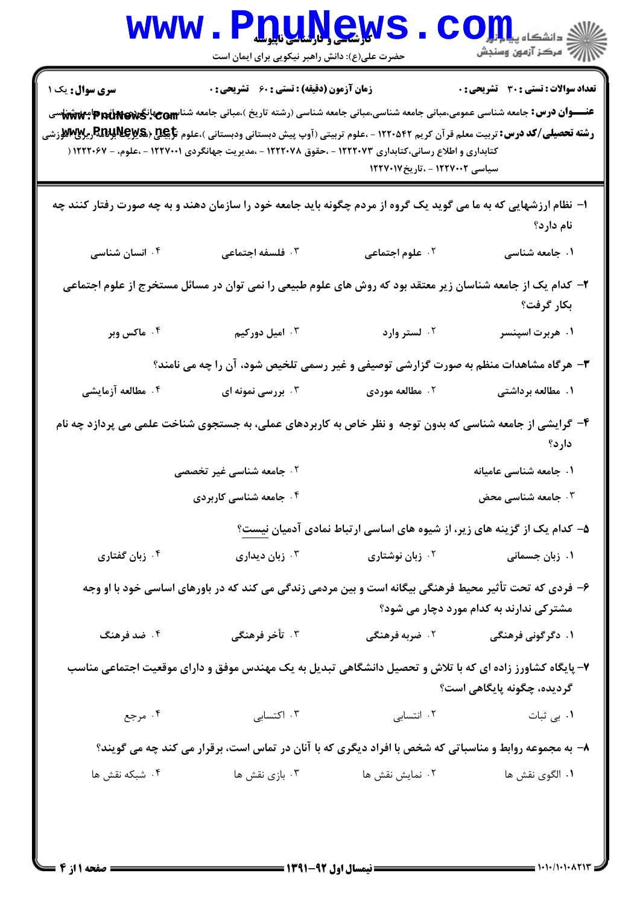کارشناسی و کارشناسی ناپیوسته

حضرت علی(ع): دانش راهبر نیکویی برای ایمان است

**سری سوال:** یک ۱

**زمان آزمون (دقیقه) : تستی : ۶۰ تشریحی : ۰**

**تعداد سوالات : تستی : ۳۰ تشریحی : ۰**

**عنـــوان درس:** جامعه شناسی عمومی،مبانی جامعه شناسی،مبانی جامعه شناسی (رشته تاریخ )،مبانی جامعه شناسی،مبانی جامعه شناسی

**رشته تحصیلی/کد درس:** تربیت معلم قرآن کریم ۱۲۲۰۵۴۲ - ،علوم تربیتی (آوپ پیش دبستانی ودبستانی )،علوم تربیتی (مدیریت وبرنامه ریزی آموزشی کتابداری و اطلاع رسانی،کتابداری ۱۲۲۲۰۷۳ - ،حقوق ۱۲۲۲۰۷۸ - ،مدیریت جهانگردی ۱۲۲۷۰۰۱ - ،علوم، - ۱۲۲۲۰۶۷ ( سیاسی ۱۲۲۷۰۰۲ - ،تاریخ۱۲۲۷۰۱۷

۱- نظام ارزشهایی که به ما می گوید یک گروه از مردم چگونه باید جامعه خود را سازمان دهند و به چه صورت رفتار کنند چه نام دارد؟

۱. جامعه شناسی
۲. علوم اجتماعی
۳. فلسفه اجتماعی
۴. انسان شناسی

۲- کدام یک از جامعه شناسان زیر معتقد بود که روش های علوم طبیعی را نمی توان در مسائل مستخرج از علوم اجتماعی بکار گرفت؟

۱. هربرت اسپنسر
۲. لستر وارد
۳. امیل دورکیم
۴. ماکس وبر

۳- هرگاه مشاهدات منظم به صورت گزارشی توصیفی و غیر رسمی تلخیص شود، آن را چه می نامند؟

۱. مطالعه برداشتی
۲. مطالعه موردی
۳. بررسی نمونه ای
۴. مطالعه آزمایشی

۴- گرایشی از جامعه شناسی که بدون توجه و نظر خاص به کاربردهای عملی، به جستجوی شناخت علمی می پردازد چه نام دارد؟

۱. جامعه شناسی عامیانه
۲. جامعه شناسی غیر تخصصی
۳. جامعه شناسی محض
۴. جامعه شناسی کاربردی

۵- کدام یک از گزینه های زیر، از شیوه های اساسی ارتباط نمادی آدمیان نیست؟

۱. زبان جسمانی
۲. زبان نوشتاری
۳. زبان دیداری
۴. زبان گفتاری

۶- فردی که تحت تأثیر محیط فرهنگی بیگانه است و بین مردمی زندگی می کند که در باورهای اساسی خود با او وجه مشترکی ندارند به کدام مورد دچار می شود؟

۱. دگرگونی فرهنگی
۲. ضربه فرهنگی
۳. تأخر فرهنگی
۴. ضد فرهنگ

۷- پایگاه کشاورز زاده ای که با تلاش و تحصیل دانشگاهی تبدیل به یک مهندس موفق و دارای موقعیت اجتماعی مناسب گردیده، چگونه پایگاهی است؟

۱. بی ثبات
۲. انتسابی
۳. اکتسابی
۴. مرجع

۸- به مجموعه روابط و مناسباتی که شخص با افراد دیگری که با آنان در تماس است، برقرار می کند چه می گویند؟

۱. الگوی نقش ها
۲. نمایش نقش ها
۳. بازی نقش ها
۴. شبکه نقش ها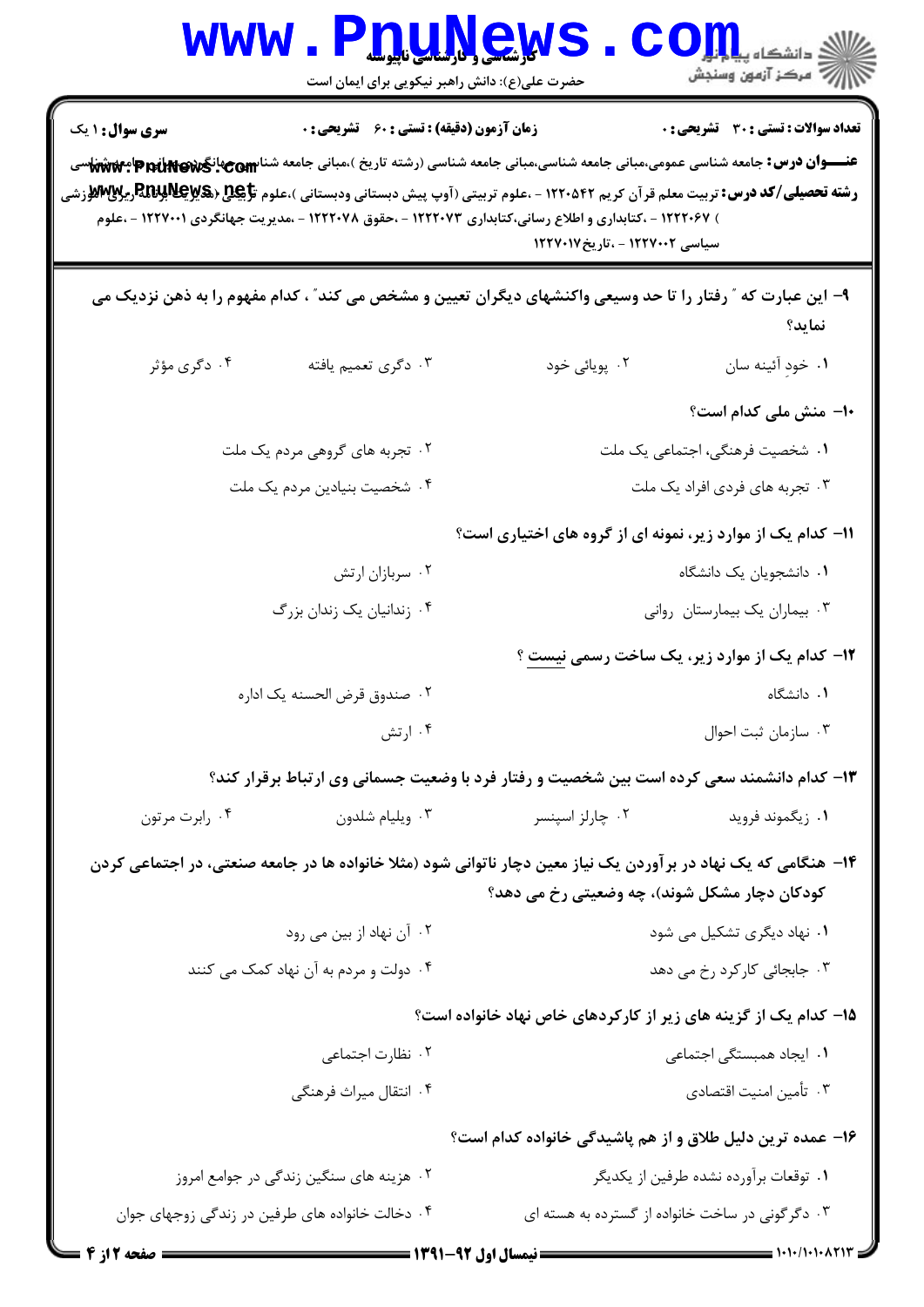**سری سوال:** ۱ یک

**زمان آزمون (دقیقه) : تستی : ۶۰ تشریحی : ۰**

**تعداد سوالات : تستی : ۳۰ تشریحی : ۰**

**عنـــوان درس:** جامعه شناسی عمومی،مبانی جامعه شناسی،مبانی جامعه شناسی (رشته تاریخ )،مبانی جامعه شناسی،مبانی جامعه شناسی

**رشته تحصیلی/کد درس:** تربیت معلم قرآن کریم ۱۲۲۰۵۴۲ - ،علوم تربیتی (آوپ پیش دبستانی ودبستانی )،علوم تربیتی (مدیریت برنامه ریزی آموزشی ) ۱۲۲۲۰۶۷ - ،کتابداری و اطلاع رسانی،کتابداری ۱۲۲۲۰۷۳ - ،حقوق ۱۲۲۲۰۷۸ - ،مدیریت جهانگردی ۱۲۲۷۰۰۱ - ،علوم سیاسی ۱۲۲۷۰۰۲ - ،تاریخ۱۲۲۷۰۱۷

۹- این عبارت که " رفتار را تا حد وسیعی واکنشهای دیگران تعیین و مشخص می کند" ، کدام مفهوم را به ذهن نزدیک می نماید؟

۱. خودِ آئینه سان
۲. پویائی خود
۳. دگری تعمیم یافته
۴. دگری مؤثر

۱۰- منش ملی کدام است؟

۱. شخصیت فرهنگی، اجتماعی یک ملت
۲. تجربه های گروهی مردم یک ملت
۳. تجربه های فردی افراد یک ملت
۴. شخصیت بنیادین مردم یک ملت

۱۱- کدام یک از موارد زیر، نمونه ای از گروه های اختیاری است؟

۱. دانشجویان یک دانشگاه
۲. سربازان ارتش
۳. بیماران یک بیمارستان روانی
۴. زندانیان یک زندان بزرگ

۱۲- کدام یک از موارد زیر، یک ساخت رسمی نیست ؟

۱. دانشگاه
۲. صندوق قرض الحسنه یک اداره
۳. سازمان ثبت احوال
۴. ارتش

۱۳- کدام دانشمند سعی کرده است بین شخصیت و رفتار فرد با وضعیت جسمانی وی ارتباط برقرار کند؟

۱. زیگموند فروید
۲. چارلز اسپنسر
۳. ویلیام شلدون
۴. رابرت مرتون

۱۴- هنگامی که یک نهاد در برآوردن یک نیاز معین دچار ناتوانی شود (مثلا خانواده ها در جامعه صنعتی، در اجتماعی کردن کودکان دچار مشکل شوند)، چه وضعیتی رخ می دهد؟

۱. نهاد دیگری تشکیل می شود
۲. آن نهاد از بین می رود
۳. جابجائی کارکرد رخ می دهد
۴. دولت و مردم به آن نهاد کمک می کنند

۱۵- کدام یک از گزینه های زیر از کارکردهای خاص نهاد خانواده است؟

۱. ایجاد همبستگی اجتماعی
۲. نظارت اجتماعی
۳. تأمین امنیت اقتصادی
۴. انتقال میراث فرهنگی

۱۶- عمده ترین دلیل طلاق و از هم پاشیدگی خانواده کدام است؟

۱. توقعات برآورده نشده طرفین از یکدیگر
۲. هزینه های سنگین زندگی در جوامع امروز
۳. دگرگونی در ساخت خانواده از گسترده به هسته ای
۴. دخالت خانواده های طرفین در زندگی زوجهای جوان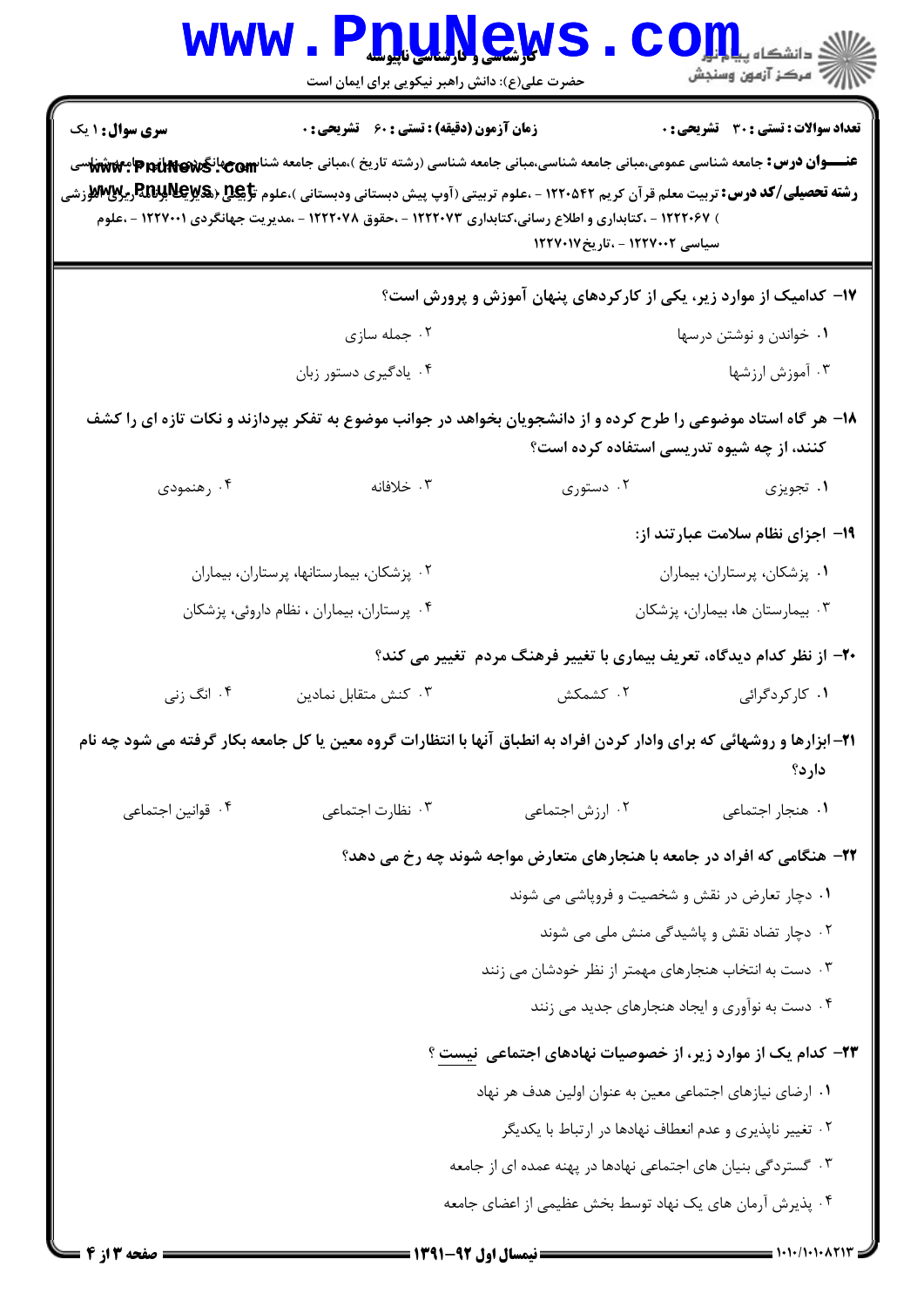**سری سوال:** ۱ یک

**زمان آزمون (دقیقه) :** تستی : ۶۰ تشریحی : ۰

**تعداد سوالات :** تستی : ۳۰ تشریحی : ۰

**عنـــوان درس:** جامعه شناسی عمومی،مبانی جامعه شناسی،مبانی جامعه شناسی (رشته تاریخ )،مبانی جامعه شناسی،مبانی جامعه شناسی

**رشته تحصیلی/کد درس:** تربیت معلم قرآن کریم ۱۲۲۰۵۴۲ - ،علوم تربیتی (آوپ پیش دبستانی ودبستانی )،علوم تربیتی (مدیریت وبرنامه ریزی آموزشی ) ۱۲۲۲۰۶۷ - ،کتابداری و اطلاع رسانی،کتابداری ۱۲۲۲۰۷۳ - ،حقوق ۱۲۲۲۰۷۸ - ،مدیریت جهانگردی ۱۲۲۷۰۰۱ - ،علوم سیاسی ۱۲۲۷۰۰۲ - ،تاریخ۱۲۲۷۰۱۷

**۱۷- کدامیک از موارد زیر، یکی از کارکردهای پنهان آموزش و پرورش است؟**

۱. خواندن و نوشتن درسها
۲. جمله سازی
۳. آموزش ارزشها
۴. یادگیری دستور زبان

**۱۸- هر گاه استاد موضوعی را طرح کرده و از دانشجویان بخواهد در جوانب موضوع به تفکر بپردازند و نکات تازه ای را کشف کنند، از چه شیوه تدریسی استفاده کرده است؟**

۱. تجویزی
۲. دستوری
۳. خلاقانه
۴. رهنمودی

**۱۹- اجزای نظام سلامت عبارتند از:**

۱. پزشکان، پرستاران، بیماران
۲. پزشکان، بیمارستانها، پرستاران، بیماران
۳. بیمارستان ها، بیماران، پزشکان
۴. پرستاران، بیماران ، نظام داروئی، پزشکان

**۲۰- از نظر کدام دیدگاه، تعریف بیماری با تغییر فرهنگ مردم تغییر می کند؟**

۱. کارکردگرائی
۲. کشمکش
۳. کنش متقابل نمادین
۴. انگ زنی

**۲۱- ابزارها و روشهائی که برای وادار کردن افراد به انطباق آنها با انتظارات گروه معین یا کل جامعه بکار گرفته می شود چه نام دارد؟**

۱. هنجار اجتماعی
۲. ارزش اجتماعی
۳. نظارت اجتماعی
۴. قوانین اجتماعی

**۲۲- هنگامی که افراد در جامعه با هنجارهای متعارض مواجه شوند چه رخ می دهد؟**

۱. دچار تعارض در نقش و شخصیت و فروپاشی می شوند
۲. دچار تضاد نقش و پاشیدگی منش ملی می شوند
۳. دست به انتخاب هنجارهای مهمتر از نظر خودشان می زنند
۴. دست به نوآوری و ایجاد هنجارهای جدید می زنند

**۲۳- کدام یک از موارد زیر، از خصوصیات نهادهای اجتماعی نیست ؟**

۱. ارضای نیازهای اجتماعی معین به عنوان اولین هدف هر نهاد
۲. تغییر ناپذیری و عدم انعطاف نهادها در ارتباط با یکدیگر
۳. گستردگی بنیان های اجتماعی نهادها در پهنه عمده ای از جامعه
۴. پذیرش آرمان های یک نهاد توسط بخش عظیمی از اعضای جامعه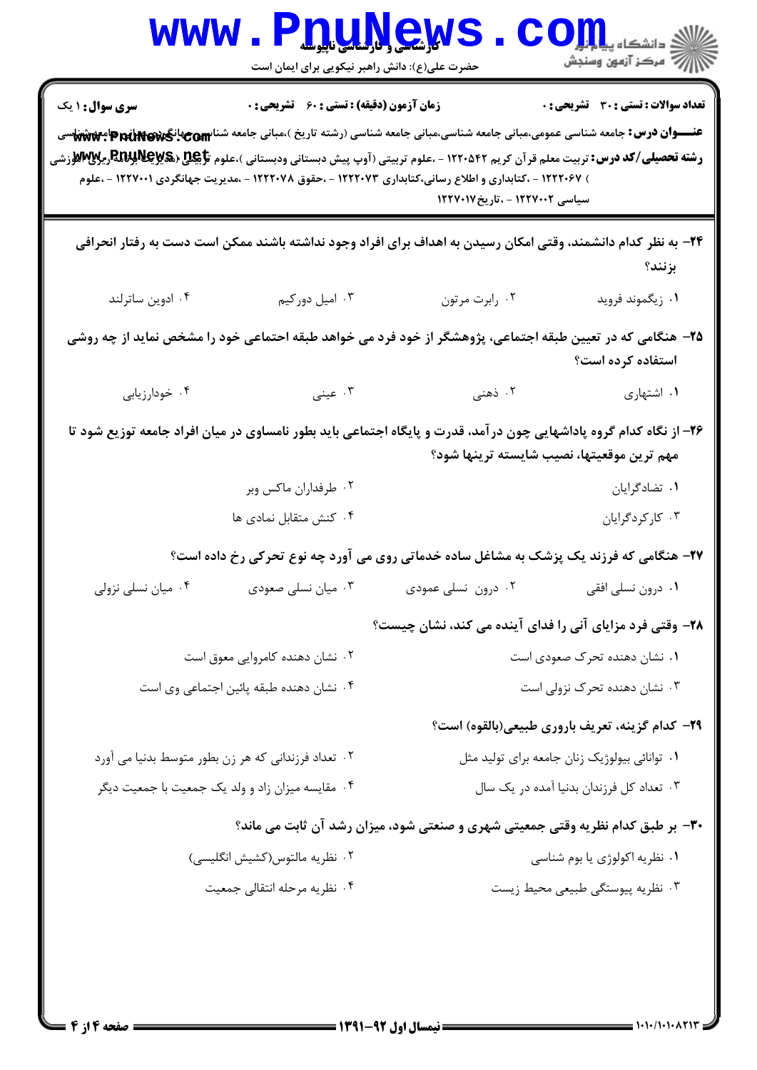سری سوال: ۱ یک | زمان آزمون (دقیقه) : تستی : ۶۰ تشریحی : ۰ | تعداد سوالات : تستی : ۳۰ تشریحی : ۰

**عنـــوان درس:** جامعه شناسی عمومی،مبانی جامعه شناسی،مبانی جامعه شناسی (رشته تاریخ )،مبانی جامعه شناسی

**رشته تحصیلی/کد درس:** تربیت معلم قرآن کریم ۱۲۲۰۵۴۲ - ،علوم تربیتی (آوپ پیش دبستانی ودبستانی )،علوم تربیتی ( برنامه ریزی آموزشی ) ۱۲۲۲۰۶۷ - ،کتابداری و اطلاع رسانی،کتابداری ۱۲۲۲۰۷۳ - ،حقوق ۱۲۲۲۰۷۸ - ،مدیریت جهانگردی ۱۲۲۷۰۰۱ - ،علوم سیاسی ۱۲۲۷۰۰۲ - ،تاریخ۱۲۲۷۰۱۷

۲۴- به نظر کدام دانشمند، وقتی امکان رسیدن به اهداف برای افراد وجود نداشته باشند ممکن است دست به رفتار انحرافی بزنند؟

۱. زیگموند فروید
۲. رابرت مرتون
۳. امیل دورکیم
۴. ادوین ساترلند

۲۵- هنگامی که در تعیین طبقه اجتماعی، پژوهشگر از خود فرد می خواهد طبقه اجتماعی خود را مشخص نماید از چه روشی استفاده کرده است؟

۱. اشتهاری
۲. ذهنی
۳. عینی
۴. خودارزیابی

۲۶- از نگاه کدام گروه پاداشهایی چون درآمد، قدرت و پایگاه اجتماعی باید بطور نامساوی در میان افراد جامعه توزیع شود تا مهم ترین موقعیتها، نصیب شایسته ترینها شود؟

۱. تضادگرایان
۲. طرفداران ماکس وبر
۳. کارکردگرایان
۴. کنش متقابل نمادی ها

۲۷- هنگامی که فرزند یک پزشک به مشاغل ساده خدماتی روی می آورد چه نوع تحرکی رخ داده است؟

۱. درون نسلی افقی
۲. درون نسلی عمودی
۳. میان نسلی صعودی
۴. میان نسلی نزولی

۲۸- وقتی فرد مزایای آنی را فدای آینده می کند، نشان چیست؟

۱. نشان دهنده تحرک صعودی است
۲. نشان دهنده کامروایی معوق است
۳. نشان دهنده تحرک نزولی است
۴. نشان دهنده طبقه پائین اجتماعی وی است

۲۹- کدام گزینه، تعریف باروری طبیعی(بالقوه) است؟

۱. توانائی بیولوژیک زنان جامعه برای تولید مثل
۲. تعداد فرزندانی که هر زن بطور متوسط بدنیا می آورد
۳. تعداد کل فرزندان بدنیا آمده در یک سال
۴. مقایسه میزان زاد و ولد یک جمعیت با جمعیت دیگر

۳۰- بر طبق کدام نظریه وقتی جمعیتی شهری و صنعتی شود، میزان رشد آن ثابت می ماند؟

۱. نظریه اکولوژی یا بوم شناسی
۲. نظریه مالتوس(کشیش انگلیسی)
۳. نظریه پیوستگی طبیعی محیط زیست
۴. نظریه مرحله انتقالی جمعیت